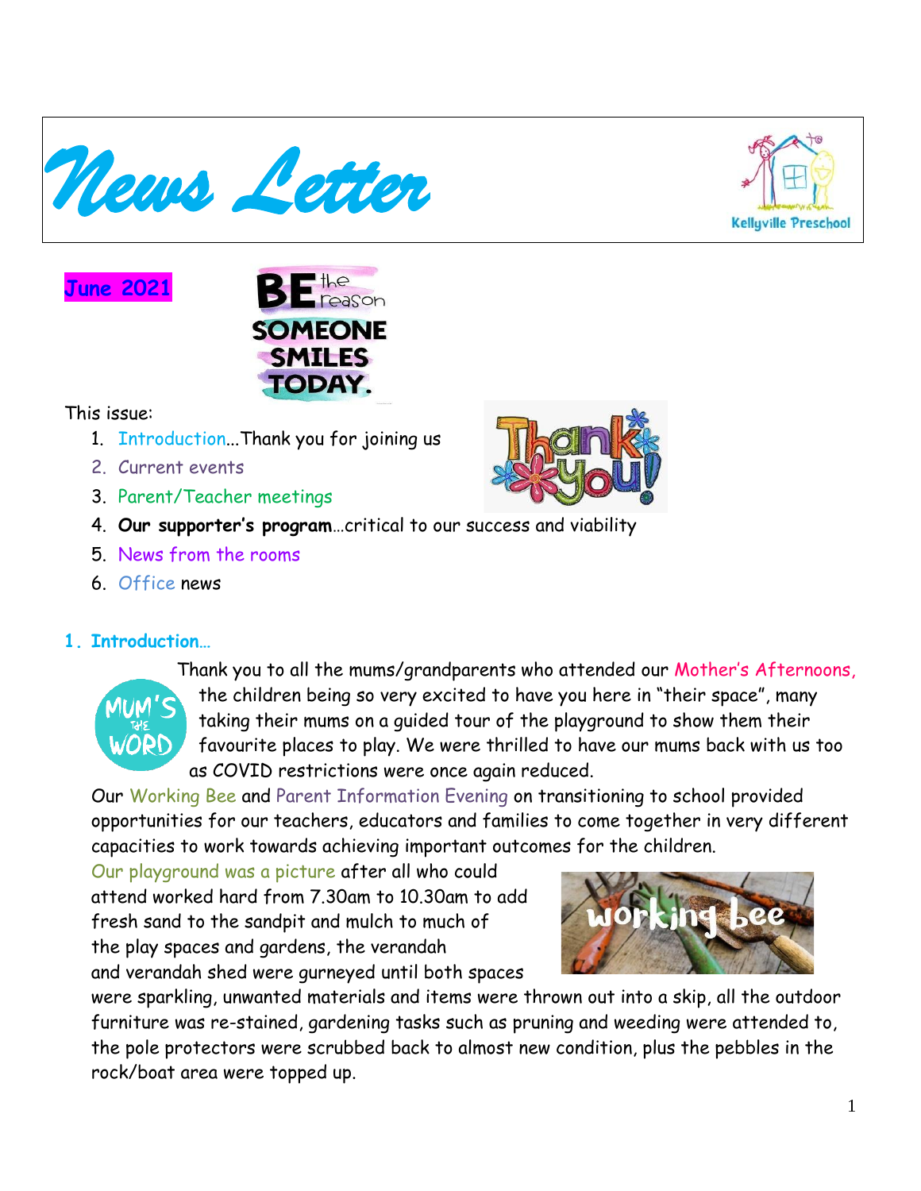# News Letter

Kellyville Preschool

**June 2021**

BE the reason SOMEONE SMILES TODAY.

This issue:

1. Introduction...Thank you for joining us
2. Current events
3. Parent/Teacher meetings
4. **Our supporter's program**…critical to our success and viability
5. News from the rooms
6. Office news

## 1. Introduction…

Thank you to all the mums/grandparents who attended our Mother's Afternoons, the children being so very excited to have you here in "their space", many taking their mums on a guided tour of the playground to show them their favourite places to play. We were thrilled to have our mums back with us too as COVID restrictions were once again reduced.

Our Working Bee and Parent Information Evening on transitioning to school provided opportunities for our teachers, educators and families to come together in very different capacities to work towards achieving important outcomes for the children.

Our playground was a picture after all who could attend worked hard from 7.30am to 10.30am to add fresh sand to the sandpit and mulch to much of the play spaces and gardens, the verandah and verandah shed were gurneyed until both spaces were sparkling, unwanted materials and items were thrown out into a skip, all the outdoor furniture was re-stained, gardening tasks such as pruning and weeding were attended to, the pole protectors were scrubbed back to almost new condition, plus the pebbles in the rock/boat area were topped up.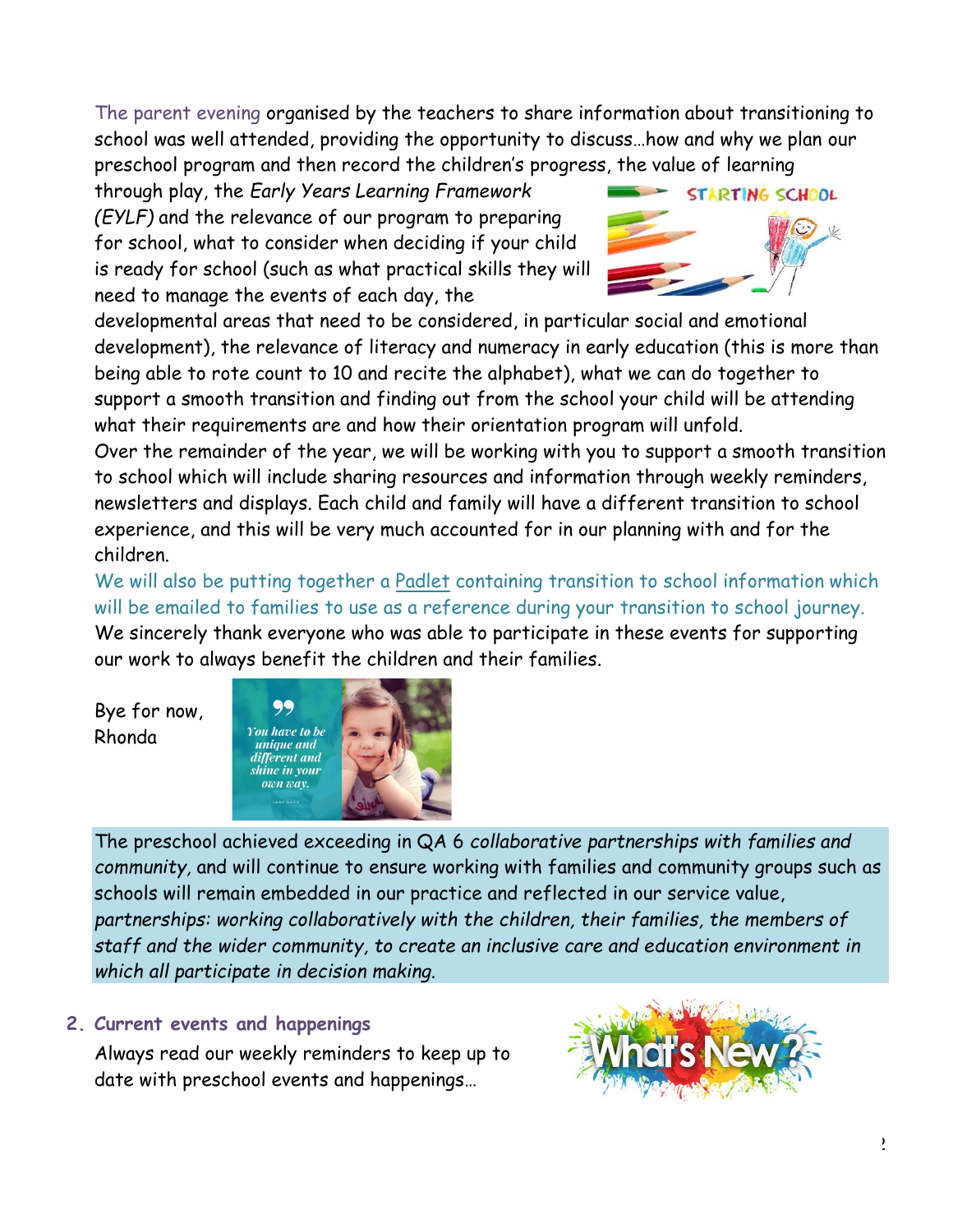The parent evening organised by the teachers to share information about transitioning to school was well attended, providing the opportunity to discuss…how and why we plan our preschool program and then record the children's progress, the value of learning through play, the *Early Years Learning Framework (EYLF)* and the relevance of our program to preparing for school, what to consider when deciding if your child is ready for school (such as what practical skills they will need to manage the events of each day, the developmental areas that need to be considered, in particular social and emotional development), the relevance of literacy and numeracy in early education (this is more than being able to rote count to 10 and recite the alphabet), what we can do together to support a smooth transition and finding out from the school your child will be attending what their requirements are and how their orientation program will unfold.

Over the remainder of the year, we will be working with you to support a smooth transition to school which will include sharing resources and information through weekly reminders, newsletters and displays. Each child and family will have a different transition to school experience, and this will be very much accounted for in our planning with and for the children.

We will also be putting together a Padlet containing transition to school information which will be emailed to families to use as a reference during your transition to school journey.

We sincerely thank everyone who was able to participate in these events for supporting our work to always benefit the children and their families.

Bye for now,
Rhonda

The preschool achieved exceeding in QA 6 *collaborative partnerships with families and community,* and will continue to ensure working with families and community groups such as schools will remain embedded in our practice and reflected in our service value, *partnerships: working collaboratively with the children, their families, the members of staff and the wider community, to create an inclusive care and education environment in which all participate in decision making.*

## 2. Current events and happenings

Always read our weekly reminders to keep up to date with preschool events and happenings…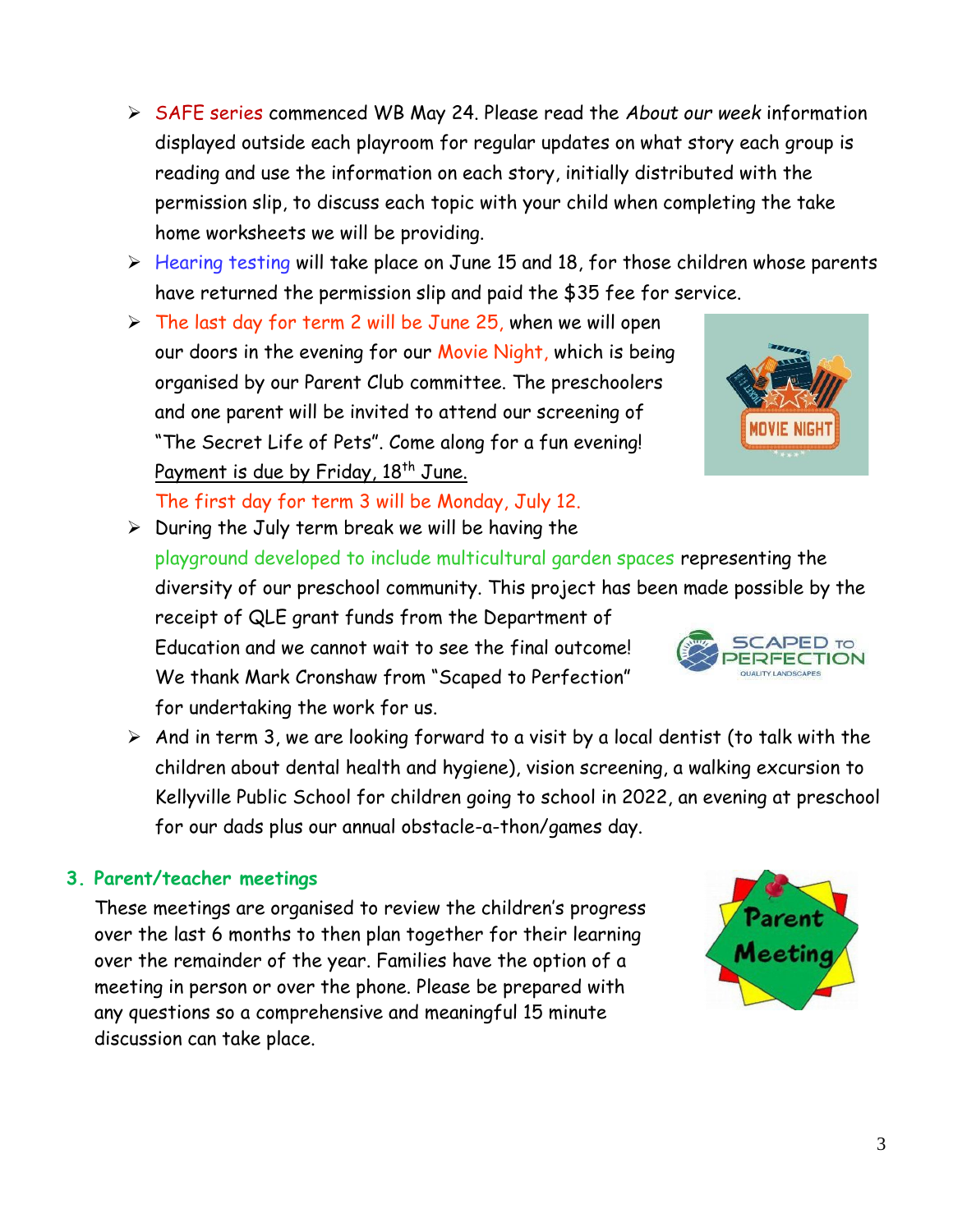- SAFE series commenced WB May 24. Please read the *About our week* information displayed outside each playroom for regular updates on what story each group is reading and use the information on each story, initially distributed with the permission slip, to discuss each topic with your child when completing the take home worksheets we will be providing.
- Hearing testing will take place on June 15 and 18, for those children whose parents have returned the permission slip and paid the $35 fee for service.
- The last day for term 2 will be June 25, when we will open our doors in the evening for our Movie Night, which is being organised by our Parent Club committee. The preschoolers and one parent will be invited to attend our screening of "The Secret Life of Pets". Come along for a fun evening! Payment is due by Friday, 18th June.

  The first day for term 3 will be Monday, July 12.
- During the July term break we will be having the playground developed to include multicultural garden spaces representing the diversity of our preschool community. This project has been made possible by the receipt of QLE grant funds from the Department of Education and we cannot wait to see the final outcome! We thank Mark Cronshaw from "Scaped to Perfection" for undertaking the work for us.
- And in term 3, we are looking forward to a visit by a local dentist (to talk with the children about dental health and hygiene), vision screening, a walking excursion to Kellyville Public School for children going to school in 2022, an evening at preschool for our dads plus our annual obstacle-a-thon/games day.

## 3. Parent/teacher meetings

These meetings are organised to review the children's progress over the last 6 months to then plan together for their learning over the remainder of the year. Families have the option of a meeting in person or over the phone. Please be prepared with any questions so a comprehensive and meaningful 15 minute discussion can take place.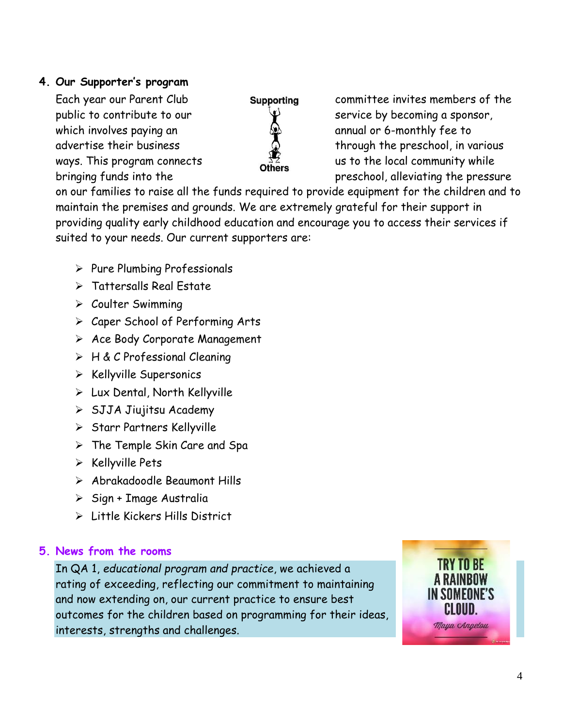## 4. Our Supporter's program

Each year our Parent Club committee invites members of the public to contribute to our service by becoming a sponsor, which involves paying an annual or 6-monthly fee to advertise their business through the preschool, in various ways. This program connects us to the local community while bringing funds into the preschool, alleviating the pressure on our families to raise all the funds required to provide equipment for the children and to maintain the premises and grounds. We are extremely grateful for their support in providing quality early childhood education and encourage you to access their services if suited to your needs. Our current supporters are:

- Pure Plumbing Professionals
- Tattersalls Real Estate
- Coulter Swimming
- Caper School of Performing Arts
- Ace Body Corporate Management
- H & C Professional Cleaning
- Kellyville Supersonics
- Lux Dental, North Kellyville
- SJJA Jiujitsu Academy
- Starr Partners Kellyville
- The Temple Skin Care and Spa
- Kellyville Pets
- Abrakadoodle Beaumont Hills
- Sign + Image Australia
- Little Kickers Hills District

## 5. News from the rooms

In QA 1, *educational program and practice*, we achieved a rating of exceeding, reflecting our commitment to maintaining and now extending on, our current practice to ensure best outcomes for the children based on programming for their ideas, interests, strengths and challenges.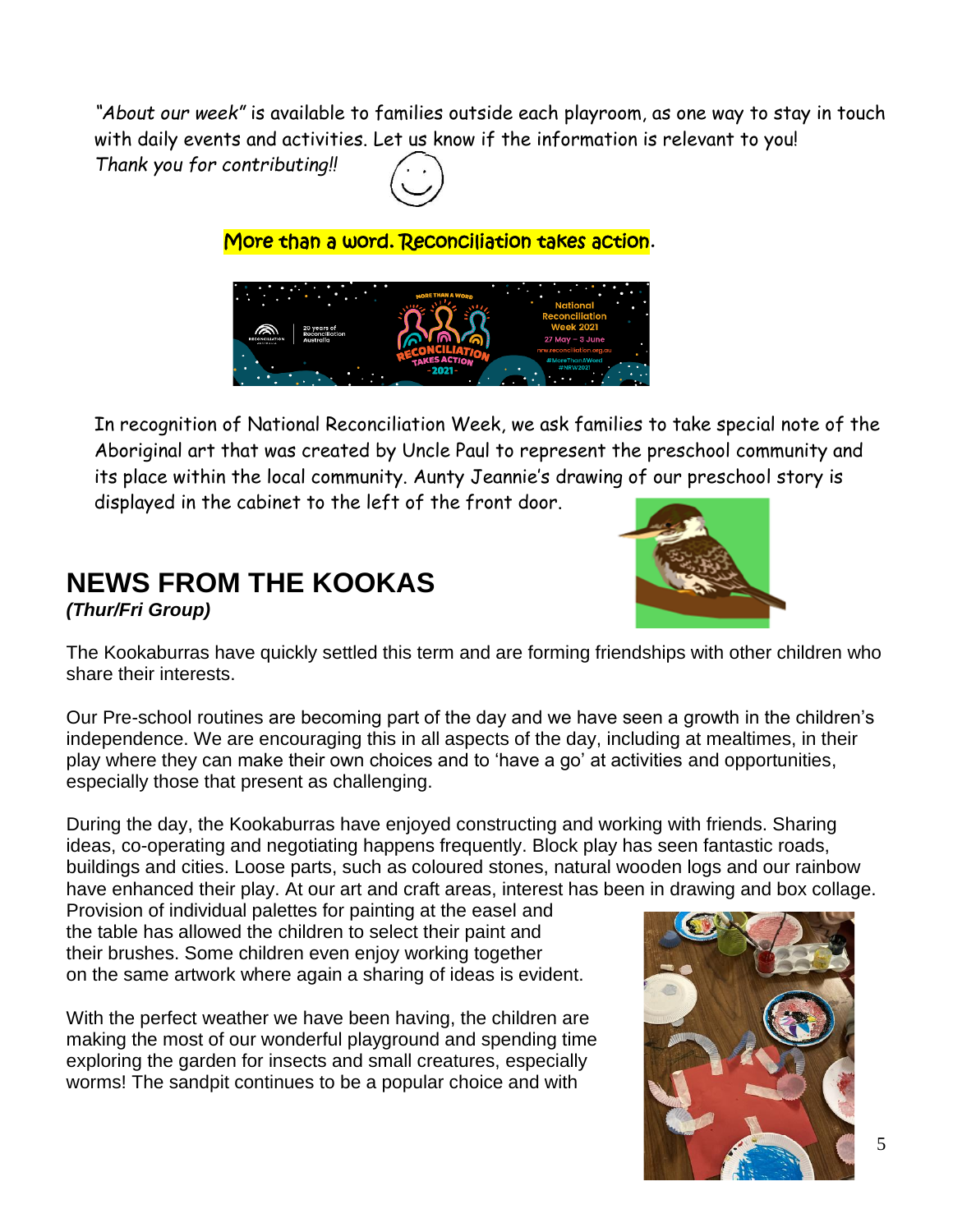*"About our week"* is available to families outside each playroom, as one way to stay in touch with daily events and activities. Let us know if the information is relevant to you!
*Thank you for contributing!!*

More than a word. Reconciliation takes action.

In recognition of National Reconciliation Week, we ask families to take special note of the Aboriginal art that was created by Uncle Paul to represent the preschool community and its place within the local community. Aunty Jeannie's drawing of our preschool story is displayed in the cabinet to the left of the front door.

## NEWS FROM THE KOOKAS

***(Thur/Fri Group)***

The Kookaburras have quickly settled this term and are forming friendships with other children who share their interests.

Our Pre-school routines are becoming part of the day and we have seen a growth in the children's independence. We are encouraging this in all aspects of the day, including at mealtimes, in their play where they can make their own choices and to 'have a go' at activities and opportunities, especially those that present as challenging.

During the day, the Kookaburras have enjoyed constructing and working with friends. Sharing ideas, co-operating and negotiating happens frequently. Block play has seen fantastic roads, buildings and cities. Loose parts, such as coloured stones, natural wooden logs and our rainbow have enhanced their play. At our art and craft areas, interest has been in drawing and box collage. Provision of individual palettes for painting at the easel and the table has allowed the children to select their paint and their brushes. Some children even enjoy working together on the same artwork where again a sharing of ideas is evident.

With the perfect weather we have been having, the children are making the most of our wonderful playground and spending time exploring the garden for insects and small creatures, especially worms! The sandpit continues to be a popular choice and with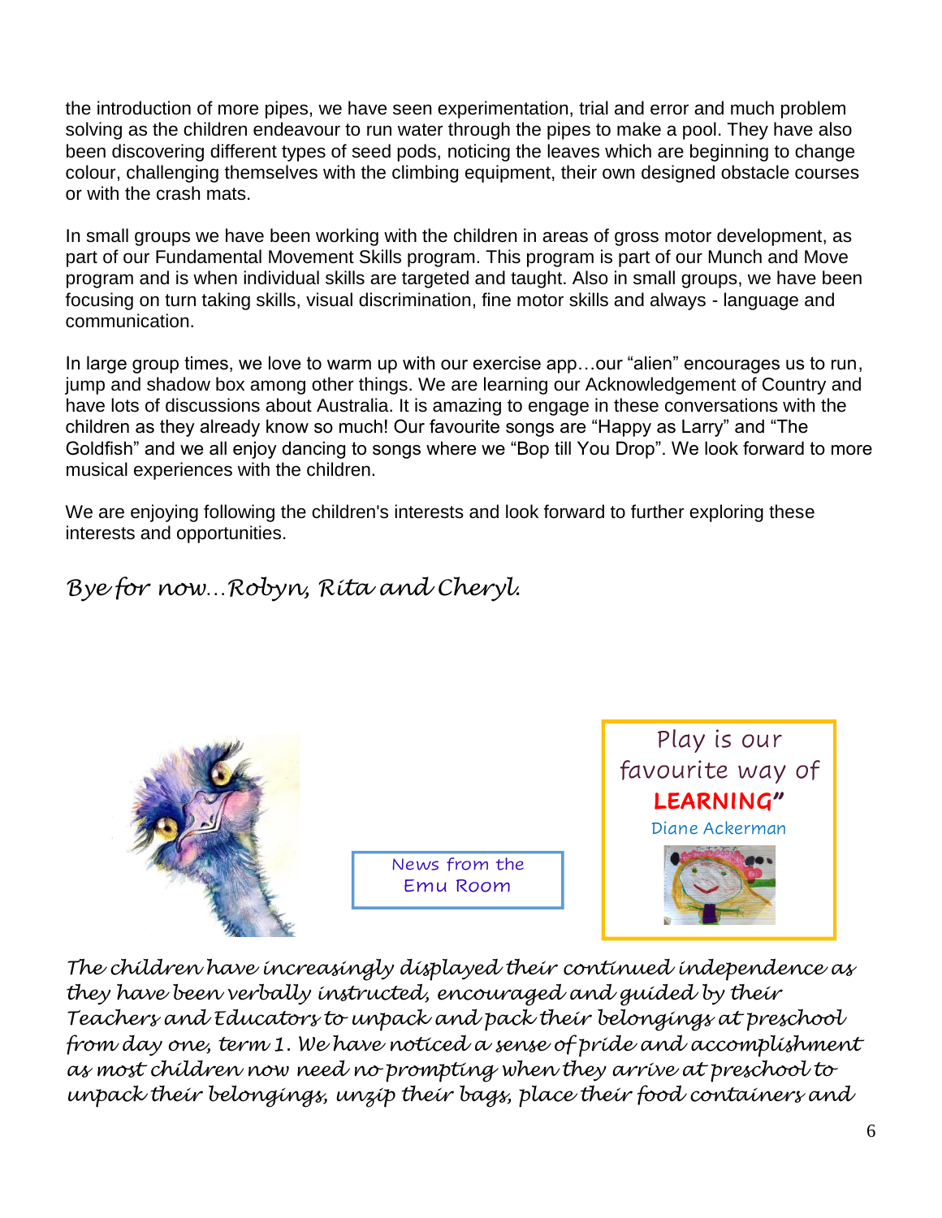the introduction of more pipes, we have seen experimentation, trial and error and much problem solving as the children endeavour to run water through the pipes to make a pool. They have also been discovering different types of seed pods, noticing the leaves which are beginning to change colour, challenging themselves with the climbing equipment, their own designed obstacle courses or with the crash mats.

In small groups we have been working with the children in areas of gross motor development, as part of our Fundamental Movement Skills program. This program is part of our Munch and Move program and is when individual skills are targeted and taught. Also in small groups, we have been focusing on turn taking skills, visual discrimination, fine motor skills and always - language and communication.

In large group times, we love to warm up with our exercise app…our "alien" encourages us to run, jump and shadow box among other things. We are learning our Acknowledgement of Country and have lots of discussions about Australia. It is amazing to engage in these conversations with the children as they already know so much! Our favourite songs are "Happy as Larry" and "The Goldfish" and we all enjoy dancing to songs where we "Bop till You Drop". We look forward to more musical experiences with the children.

We are enjoying following the children's interests and look forward to further exploring these interests and opportunities.

*Bye for now…Robyn, Rita and Cheryl.*

News from the Emu Room

Play is our favourite way of **LEARNING"**

Diane Ackerman

*The children have increasingly displayed their continued independence as they have been verbally instructed, encouraged and guided by their Teachers and Educators to unpack and pack their belongings at preschool from day one, term 1. We have noticed a sense of pride and accomplishment as most children now need no prompting when they arrive at preschool to unpack their belongings, unzip their bags, place their food containers and*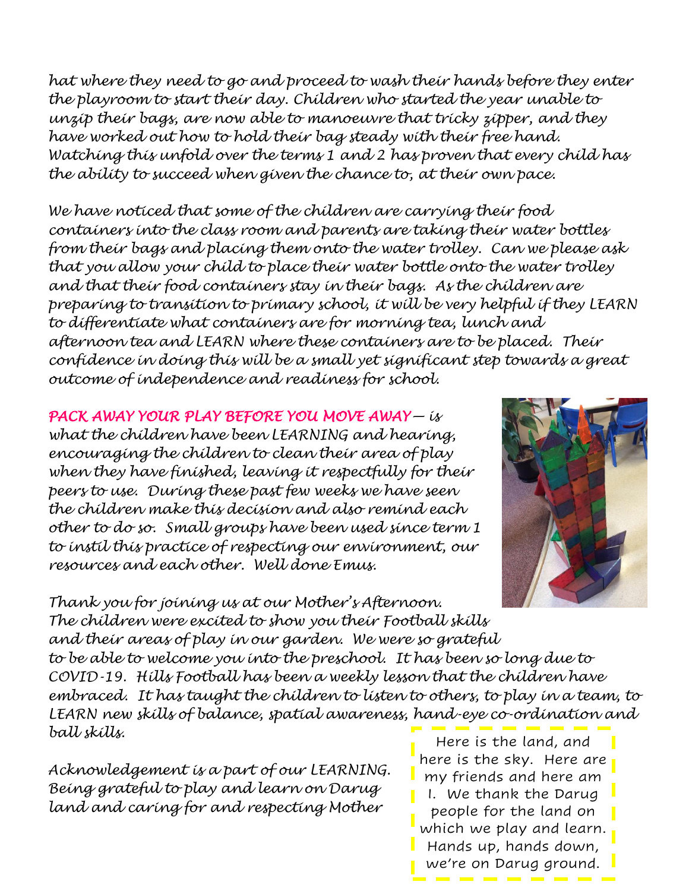hat where they need to go and proceed to wash their hands before they enter the playroom to start their day. Children who started the year unable to unzip their bags, are now able to manoeuvre that tricky zipper, and they have worked out how to hold their bag steady with their free hand. Watching this unfold over the terms 1 and 2 has proven that every child has the ability to succeed when given the chance to, at their own pace.

We have noticed that some of the children are carrying their food containers into the class room and parents are taking their water bottles from their bags and placing them onto the water trolley. Can we please ask that you allow your child to place their water bottle onto the water trolley and that their food containers stay in their bags. As the children are preparing to transition to primary school, it will be very helpful if they LEARN to differentiate what containers are for morning tea, lunch and afternoon tea and LEARN where these containers are to be placed. Their confidence in doing this will be a small yet significant step towards a great outcome of independence and readiness for school.

**PACK AWAY YOUR PLAY BEFORE YOU MOVE AWAY** – is what the children have been LEARNING and hearing, encouraging the children to clean their area of play when they have finished, leaving it respectfully for their peers to use. During these past few weeks we have seen the children make this decision and also remind each other to do so. Small groups have been used since term 1 to instil this practice of respecting our environment, our resources and each other. Well done Emus.

Thank you for joining us at our Mother's Afternoon. The children were excited to show you their Football skills and their areas of play in our garden. We were so grateful to be able to welcome you into the preschool. It has been so long due to COVID-19. Hills Football has been a weekly lesson that the children have embraced. It has taught the children to listen to others, to play in a team, to LEARN new skills of balance, spatial awareness, hand-eye co-ordination and ball skills.

Acknowledgement is a part of our LEARNING. Being grateful to play and learn on Darug land and caring for and respecting Mother

Here is the land, and here is the sky. Here are my friends and here am I. We thank the Darug people for the land on which we play and learn. Hands up, hands down, we're on Darug ground.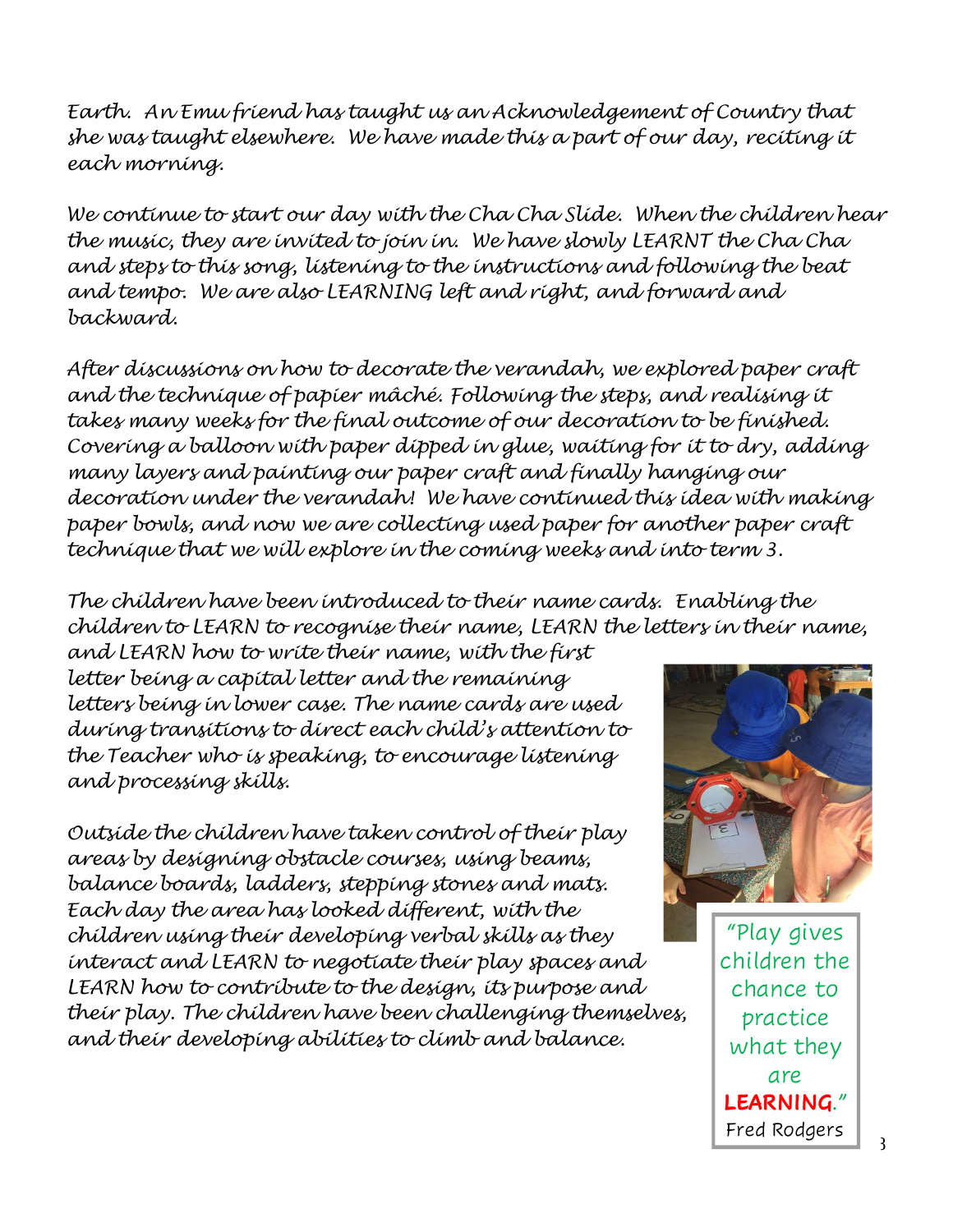*Earth. An Emu friend has taught us an Acknowledgement of Country that she was taught elsewhere. We have made this a part of our day, reciting it each morning.*

*We continue to start our day with the Cha Cha Slide. When the children hear the music, they are invited to join in. We have slowly LEARNT the Cha Cha and steps to this song, listening to the instructions and following the beat and tempo. We are also LEARNING left and right, and forward and backward.*

*After discussions on how to decorate the verandah, we explored paper craft and the technique of papier mâché. Following the steps, and realising it takes many weeks for the final outcome of our decoration to be finished. Covering a balloon with paper dipped in glue, waiting for it to dry, adding many layers and painting our paper craft and finally hanging our decoration under the verandah! We have continued this idea with making paper bowls, and now we are collecting used paper for another paper craft technique that we will explore in the coming weeks and into term 3.*

*The children have been introduced to their name cards. Enabling the children to LEARN to recognise their name, LEARN the letters in their name, and LEARN how to write their name, with the first letter being a capital letter and the remaining letters being in lower case. The name cards are used during transitions to direct each child's attention to the Teacher who is speaking, to encourage listening and processing skills.*

*Outside the children have taken control of their play areas by designing obstacle courses, using beams, balance boards, ladders, stepping stones and mats. Each day the area has looked different, with the children using their developing verbal skills as they interact and LEARN to negotiate their play spaces and LEARN how to contribute to the design, its purpose and their play. The children have been challenging themselves, and their developing abilities to climb and balance.*

"Play gives children the chance to practice what they are **LEARNING**."
Fred Rodgers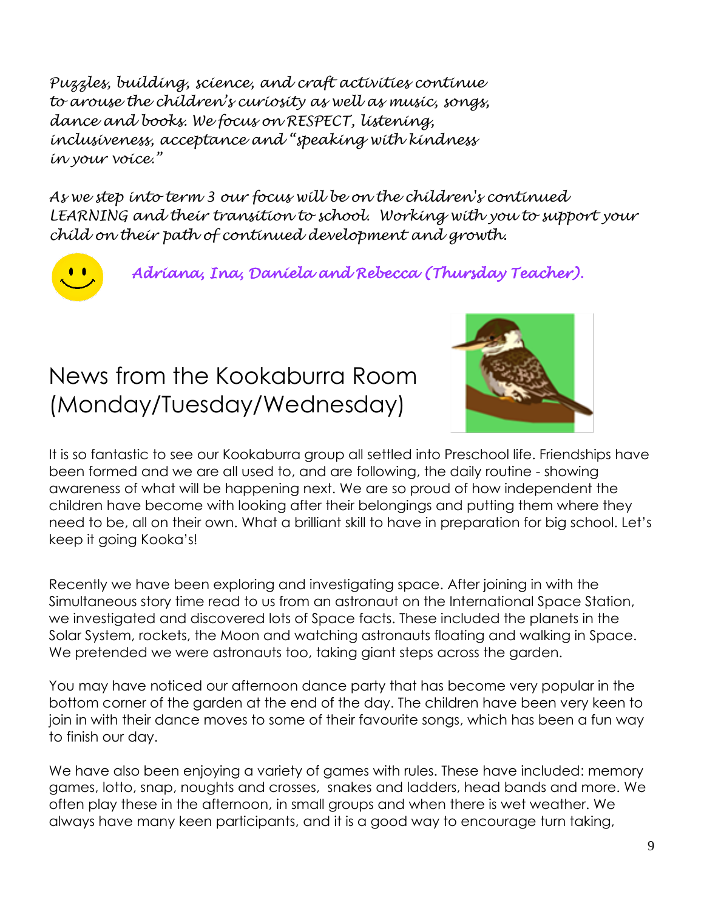*Puzzles, building, science, and craft activities continue to arouse the children's curiosity as well as music, songs, dance and books. We focus on RESPECT, listening, inclusiveness, acceptance and "speaking with kindness in your voice."*

*As we step into term 3 our focus will be on the children's continued LEARNING and their transition to school. Working with you to support your child on their path of continued development and growth.*

*Adriana, Ina, Daniela and Rebecca (Thursday Teacher).*

## News from the Kookaburra Room (Monday/Tuesday/Wednesday)

It is so fantastic to see our Kookaburra group all settled into Preschool life. Friendships have been formed and we are all used to, and are following, the daily routine - showing awareness of what will be happening next. We are so proud of how independent the children have become with looking after their belongings and putting them where they need to be, all on their own. What a brilliant skill to have in preparation for big school. Let's keep it going Kooka's!

Recently we have been exploring and investigating space. After joining in with the Simultaneous story time read to us from an astronaut on the International Space Station, we investigated and discovered lots of Space facts. These included the planets in the Solar System, rockets, the Moon and watching astronauts floating and walking in Space. We pretended we were astronauts too, taking giant steps across the garden.

You may have noticed our afternoon dance party that has become very popular in the bottom corner of the garden at the end of the day. The children have been very keen to join in with their dance moves to some of their favourite songs, which has been a fun way to finish our day.

We have also been enjoying a variety of games with rules. These have included: memory games, lotto, snap, noughts and crosses, snakes and ladders, head bands and more. We often play these in the afternoon, in small groups and when there is wet weather. We always have many keen participants, and it is a good way to encourage turn taking,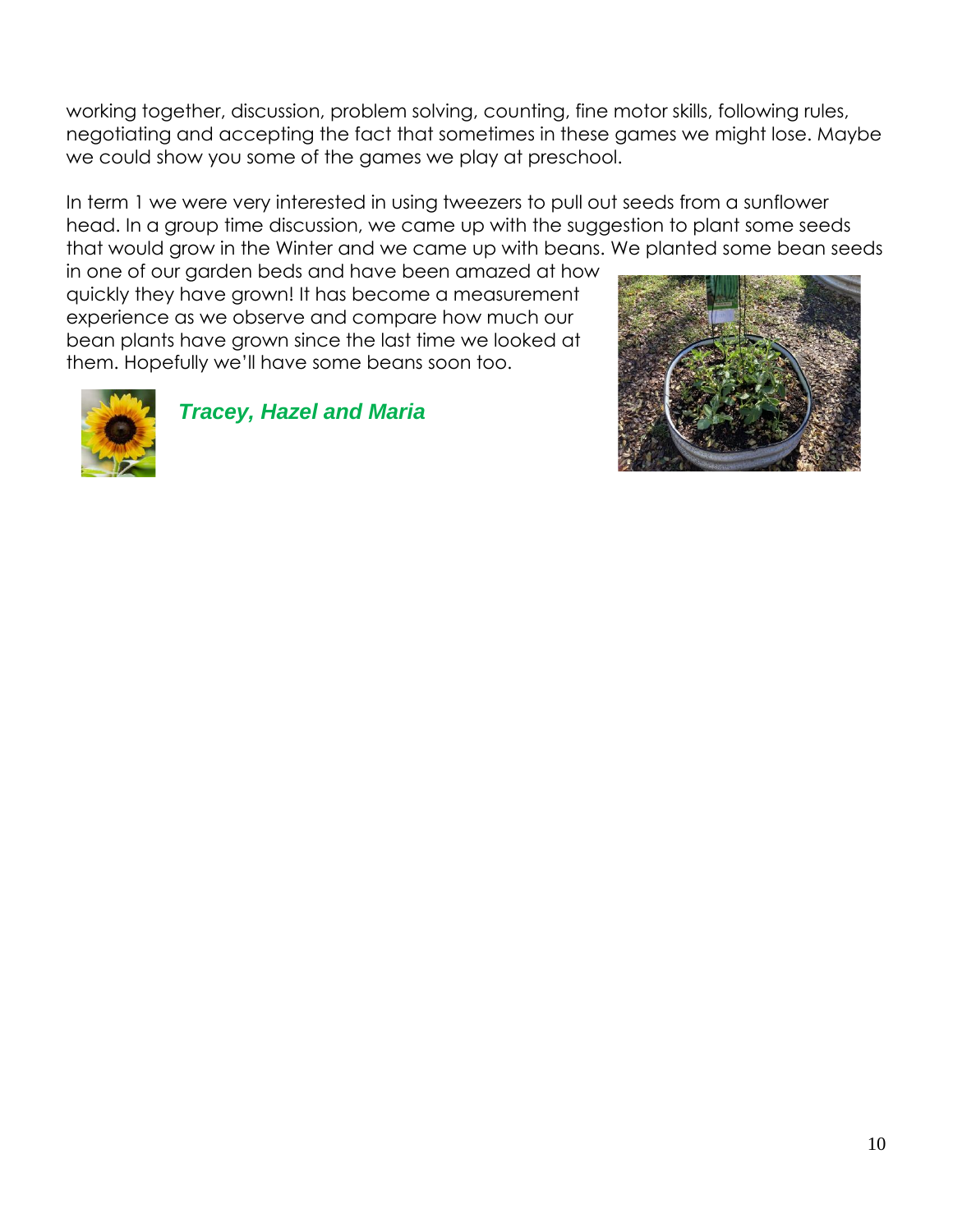working together, discussion, problem solving, counting, fine motor skills, following rules, negotiating and accepting the fact that sometimes in these games we might lose. Maybe we could show you some of the games we play at preschool.

In term 1 we were very interested in using tweezers to pull out seeds from a sunflower head. In a group time discussion, we came up with the suggestion to plant some seeds that would grow in the Winter and we came up with beans. We planted some bean seeds in one of our garden beds and have been amazed at how quickly they have grown! It has become a measurement experience as we observe and compare how much our bean plants have grown since the last time we looked at them. Hopefully we'll have some beans soon too.

***Tracey, Hazel and Maria***